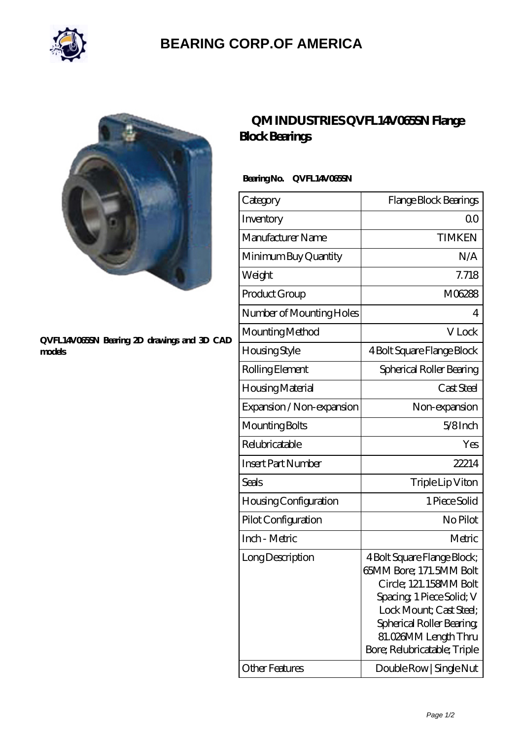# BEARING CORP.OF AMERICA

QVFL14V065SN Bearing 2D drawings and 3D CAD models

## QM INDUSTRIES QVFL14V065SN Flange Block Bearings

**Bearing No. QVFL14V065SN**

| Category | Flange Block Bearings |
|---|---|
| Inventory | 0.0 |
| Manufacturer Name | TIMKEN |
| Minimum Buy Quantity | N/A |
| Weight | 7.718 |
| Product Group | M06288 |
| Number of Mounting Holes | 4 |
| Mounting Method | V Lock |
| Housing Style | 4 Bolt Square Flange Block |
| Rolling Element | Spherical Roller Bearing |
| Housing Material | Cast Steel |
| Expansion / Non-expansion | Non-expansion |
| Mounting Bolts | 5/8 Inch |
| Relubricatable | Yes |
| Insert Part Number | 22214 |
| Seals | Triple Lip Viton |
| Housing Configuration | 1 Piece Solid |
| Pilot Configuration | No Pilot |
| Inch - Metric | Metric |
| Long Description | 4 Bolt Square Flange Block; 65MM Bore; 171.5MM Bolt Circle; 121.158MM Bolt Spacing; 1 Piece Solid; V Lock Mount; Cast Steel; Spherical Roller Bearing; 81.026MM Length Thru Bore; Relubricatable; Triple |
| Other Features | Double Row \| Single Nut |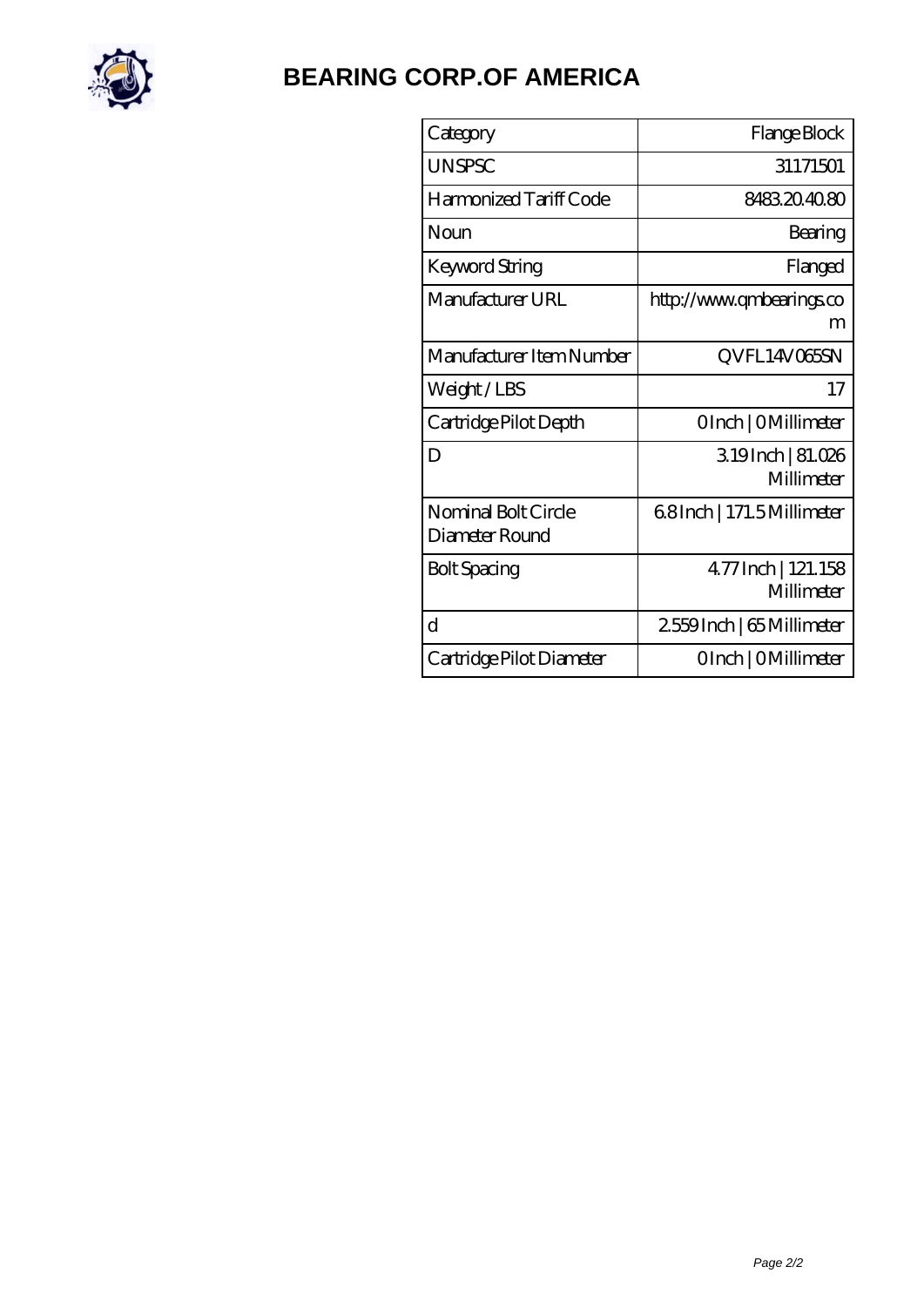# BEARING CORP.OF AMERICA

| | |
|---|---|
| Category | Flange Block |
| UNSPSC | 31171501 |
| Harmonized Tariff Code | 8483.20.40.80 |
| Noun | Bearing |
| Keyword String | Flanged |
| Manufacturer URL | http://www.qmbearings.com |
| Manufacturer Item Number | QVFL14V065SN |
| Weight / LBS | 17 |
| Cartridge Pilot Depth | 0 Inch \| 0 Millimeter |
| D | 3.19 Inch \| 81.026 Millimeter |
| Nominal Bolt Circle Diameter Round | 6.8 Inch \| 171.5 Millimeter |
| Bolt Spacing | 4.77 Inch \| 121.158 Millimeter |
| d | 2.559 Inch \| 65 Millimeter |
| Cartridge Pilot Diameter | 0 Inch \| 0 Millimeter |